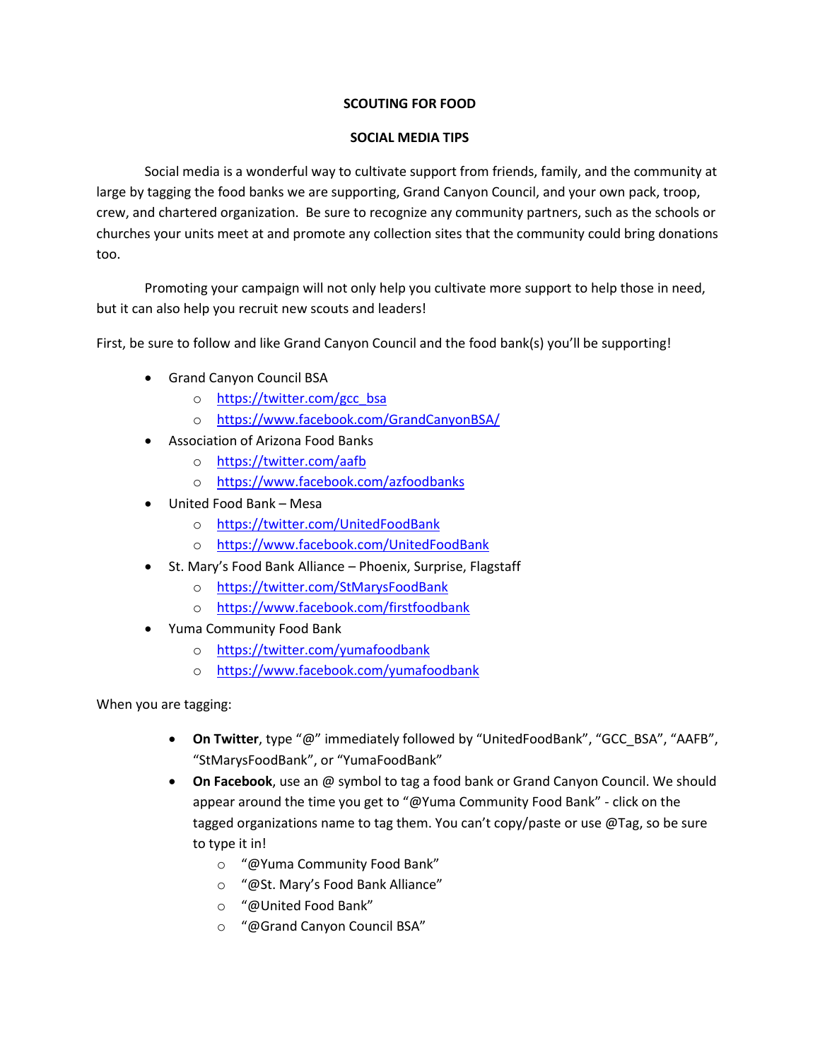# SCOUTING FOR FOOD

## SOCIAL MEDIA TIPS

Social media is a wonderful way to cultivate support from friends, family, and the community at large by tagging the food banks we are supporting, Grand Canyon Council, and your own pack, troop, crew, and chartered organization. Be sure to recognize any community partners, such as the schools or churches your units meet at and promote any collection sites that the community could bring donations too.

Promoting your campaign will not only help you cultivate more support to help those in need, but it can also help you recruit new scouts and leaders!

First, be sure to follow and like Grand Canyon Council and the food bank(s) you'll be supporting!

- Grand Canyon Council BSA
  - https://twitter.com/gcc_bsa
  - https://www.facebook.com/GrandCanyonBSA/
- Association of Arizona Food Banks
  - https://twitter.com/aafb
  - https://www.facebook.com/azfoodbanks
- United Food Bank – Mesa
  - https://twitter.com/UnitedFoodBank
  - https://www.facebook.com/UnitedFoodBank
- St. Mary's Food Bank Alliance – Phoenix, Surprise, Flagstaff
  - https://twitter.com/StMarysFoodBank
  - https://www.facebook.com/firstfoodbank
- Yuma Community Food Bank
  - https://twitter.com/yumafoodbank
  - https://www.facebook.com/yumafoodbank

When you are tagging:

- **On Twitter**, type "@" immediately followed by "UnitedFoodBank", "GCC_BSA", "AAFB", "StMarysFoodBank", or "YumaFoodBank"
- **On Facebook**, use an @ symbol to tag a food bank or Grand Canyon Council. We should appear around the time you get to "@Yuma Community Food Bank" - click on the tagged organizations name to tag them. You can't copy/paste or use @Tag, so be sure to type it in!
  - "@Yuma Community Food Bank"
  - "@St. Mary's Food Bank Alliance"
  - "@United Food Bank"
  - "@Grand Canyon Council BSA"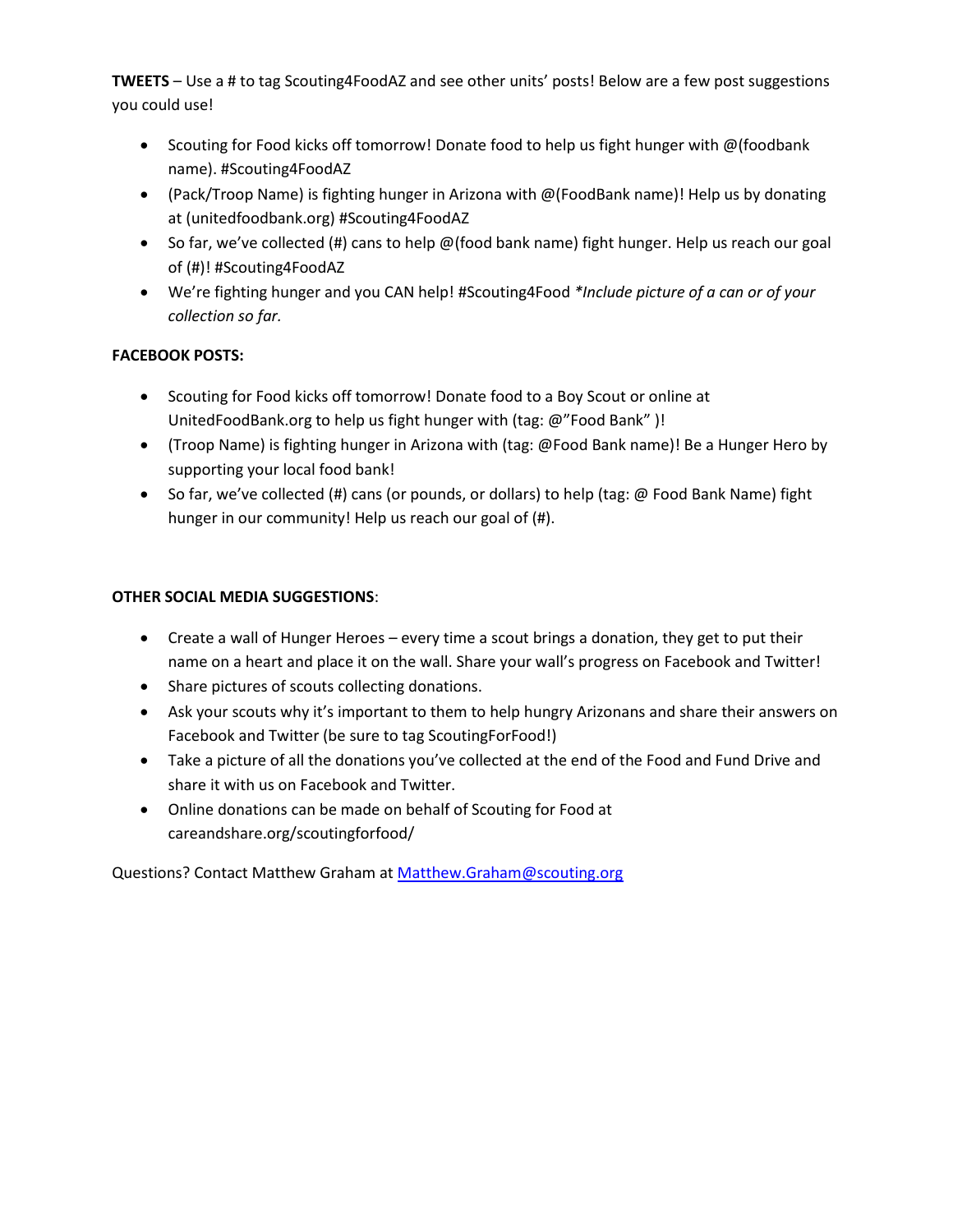**TWEETS** – Use a # to tag Scouting4FoodAZ and see other units' posts! Below are a few post suggestions you could use!

- Scouting for Food kicks off tomorrow! Donate food to help us fight hunger with @(foodbank name). #Scouting4FoodAZ
- (Pack/Troop Name) is fighting hunger in Arizona with @(FoodBank name)! Help us by donating at (unitedfoodbank.org) #Scouting4FoodAZ
- So far, we've collected (#) cans to help @(food bank name) fight hunger. Help us reach our goal of (#)! #Scouting4FoodAZ
- We're fighting hunger and you CAN help! #Scouting4Food *\*Include picture of a can or of your collection so far.*

**FACEBOOK POSTS:**

- Scouting for Food kicks off tomorrow! Donate food to a Boy Scout or online at UnitedFoodBank.org to help us fight hunger with (tag: @"Food Bank" )!
- (Troop Name) is fighting hunger in Arizona with (tag: @Food Bank name)! Be a Hunger Hero by supporting your local food bank!
- So far, we've collected (#) cans (or pounds, or dollars) to help (tag: @ Food Bank Name) fight hunger in our community! Help us reach our goal of (#).

**OTHER SOCIAL MEDIA SUGGESTIONS**:

- Create a wall of Hunger Heroes – every time a scout brings a donation, they get to put their name on a heart and place it on the wall. Share your wall's progress on Facebook and Twitter!
- Share pictures of scouts collecting donations.
- Ask your scouts why it's important to them to help hungry Arizonans and share their answers on Facebook and Twitter (be sure to tag ScoutingForFood!)
- Take a picture of all the donations you've collected at the end of the Food and Fund Drive and share it with us on Facebook and Twitter.
- Online donations can be made on behalf of Scouting for Food at careandshare.org/scoutingforfood/

Questions? Contact Matthew Graham at Matthew.Graham@scouting.org